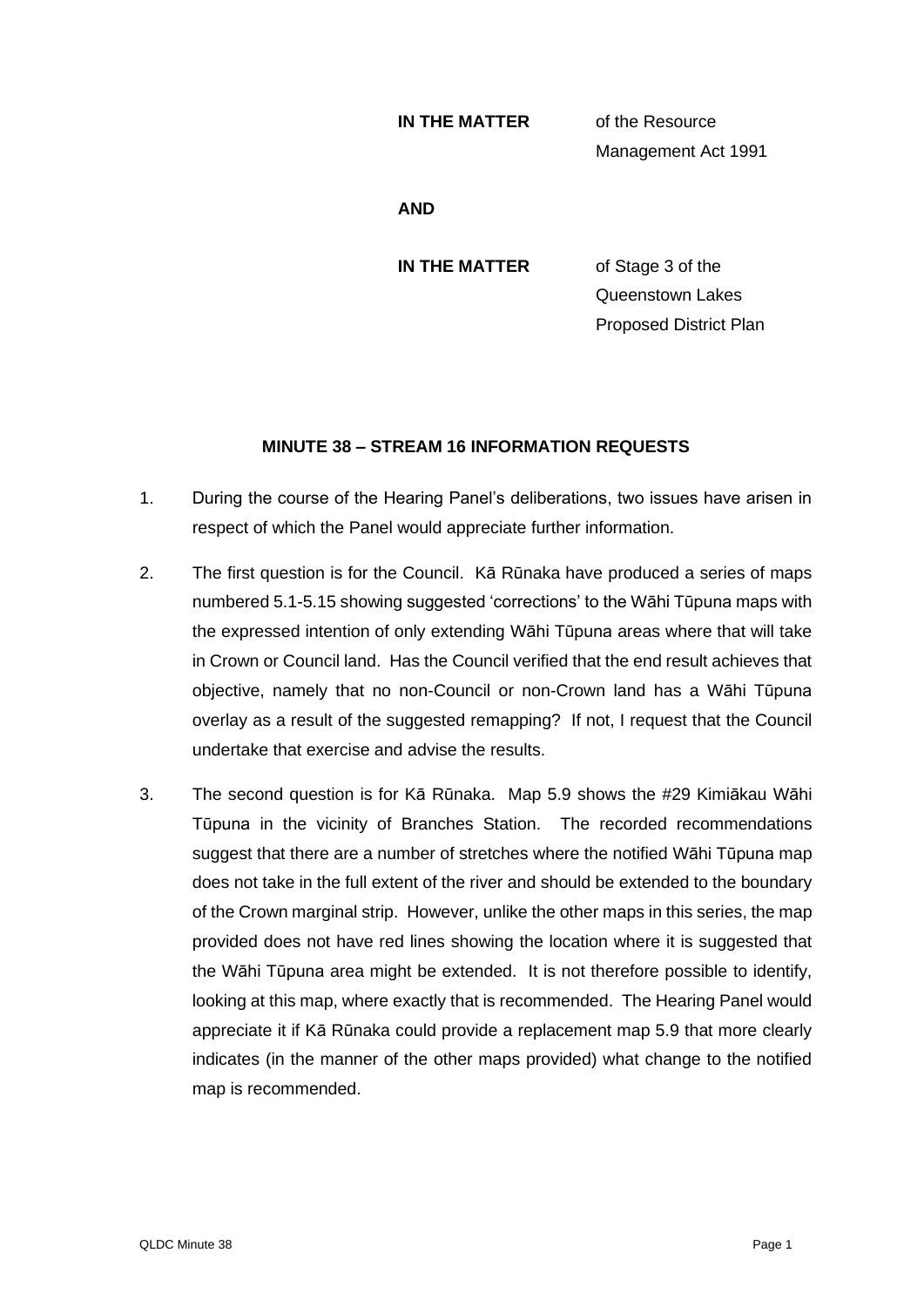**IN THE MATTER** of the Resource Management Act 1991

**AND**

**IN THE MATTER** of Stage 3 of the Queenstown Lakes Proposed District Plan

**MINUTE 38 – STREAM 16 INFORMATION REQUESTS**

1. During the course of the Hearing Panel's deliberations, two issues have arisen in respect of which the Panel would appreciate further information.

2. The first question is for the Council. Kā Rūnaka have produced a series of maps numbered 5.1-5.15 showing suggested 'corrections' to the Wāhi Tūpuna maps with the expressed intention of only extending Wāhi Tūpuna areas where that will take in Crown or Council land. Has the Council verified that the end result achieves that objective, namely that no non-Council or non-Crown land has a Wāhi Tūpuna overlay as a result of the suggested remapping? If not, I request that the Council undertake that exercise and advise the results.

3. The second question is for Kā Rūnaka. Map 5.9 shows the #29 Kimiākau Wāhi Tūpuna in the vicinity of Branches Station. The recorded recommendations suggest that there are a number of stretches where the notified Wāhi Tūpuna map does not take in the full extent of the river and should be extended to the boundary of the Crown marginal strip. However, unlike the other maps in this series, the map provided does not have red lines showing the location where it is suggested that the Wāhi Tūpuna area might be extended. It is not therefore possible to identify, looking at this map, where exactly that is recommended. The Hearing Panel would appreciate it if Kā Rūnaka could provide a replacement map 5.9 that more clearly indicates (in the manner of the other maps provided) what change to the notified map is recommended.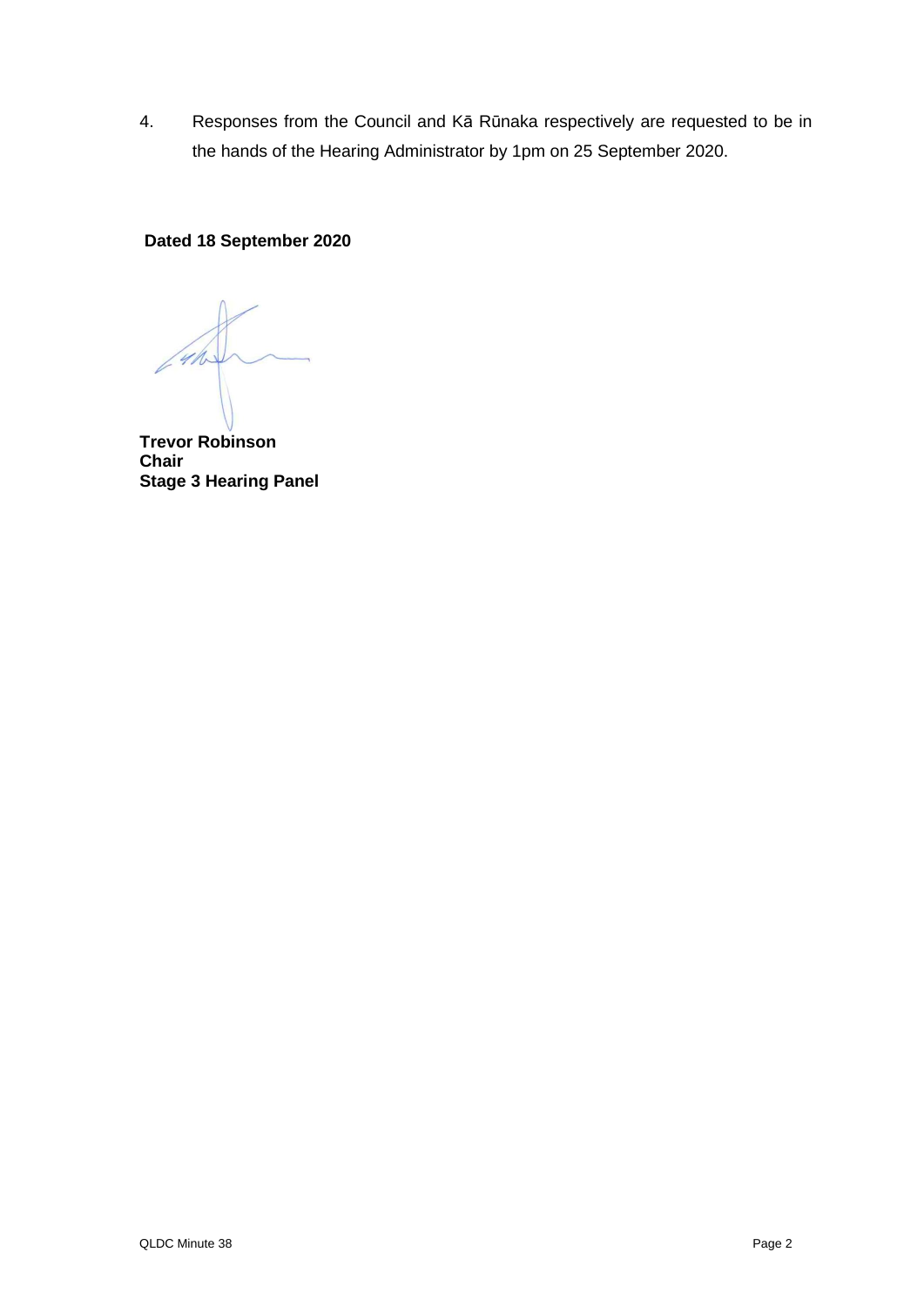4. Responses from the Council and Kā Rūnaka respectively are requested to be in the hands of the Hearing Administrator by 1pm on 25 September 2020.

**Dated 18 September 2020**

**Trevor Robinson**
**Chair**
**Stage 3 Hearing Panel**